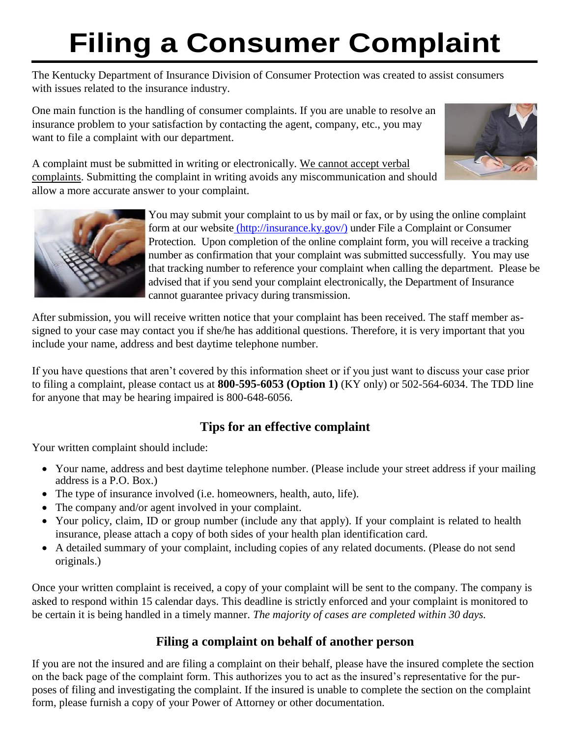# Filing a Consumer Complaint

The Kentucky Department of Insurance Division of Consumer Protection was created to assist consumers with issues related to the insurance industry.

One main function is the handling of consumer complaints. If you are unable to resolve an insurance problem to your satisfaction by contacting the agent, company, etc., you may want to file a complaint with our department.

A complaint must be submitted in writing or electronically. We cannot accept verbal complaints. Submitting the complaint in writing avoids any miscommunication and should allow a more accurate answer to your complaint.

You may submit your complaint to us by mail or fax, or by using the online complaint form at our website (http://insurance.ky.gov/) under File a Complaint or Consumer Protection. Upon completion of the online complaint form, you will receive a tracking number as confirmation that your complaint was submitted successfully. You may use that tracking number to reference your complaint when calling the department. Please be advised that if you send your complaint electronically, the Department of Insurance cannot guarantee privacy during transmission.

After submission, you will receive written notice that your complaint has been received. The staff member assigned to your case may contact you if she/he has additional questions. Therefore, it is very important that you include your name, address and best daytime telephone number.

If you have questions that aren't covered by this information sheet or if you just want to discuss your case prior to filing a complaint, please contact us at **800-595-6053 (Option 1)** (KY only) or 502-564-6034. The TDD line for anyone that may be hearing impaired is 800-648-6056.

### Tips for an effective complaint

Your written complaint should include:

- Your name, address and best daytime telephone number. (Please include your street address if your mailing address is a P.O. Box.)
- The type of insurance involved (i.e. homeowners, health, auto, life).
- The company and/or agent involved in your complaint.
- Your policy, claim, ID or group number (include any that apply). If your complaint is related to health insurance, please attach a copy of both sides of your health plan identification card.
- A detailed summary of your complaint, including copies of any related documents. (Please do not send originals.)

Once your written complaint is received, a copy of your complaint will be sent to the company. The company is asked to respond within 15 calendar days. This deadline is strictly enforced and your complaint is monitored to be certain it is being handled in a timely manner. *The majority of cases are completed within 30 days.*

### Filing a complaint on behalf of another person

If you are not the insured and are filing a complaint on their behalf, please have the insured complete the section on the back page of the complaint form. This authorizes you to act as the insured's representative for the purposes of filing and investigating the complaint. If the insured is unable to complete the section on the complaint form, please furnish a copy of your Power of Attorney or other documentation.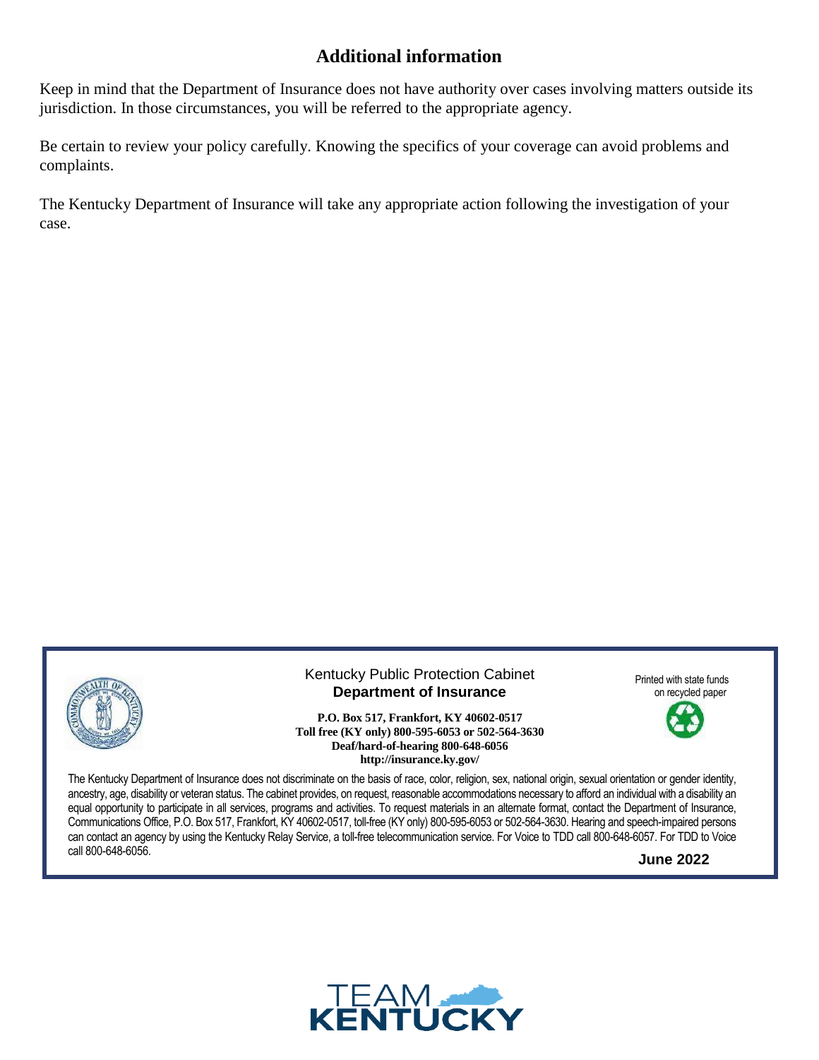## Additional information

Keep in mind that the Department of Insurance does not have authority over cases involving matters outside its jurisdiction. In those circumstances, you will be referred to the appropriate agency.

Be certain to review your policy carefully. Knowing the specifics of your coverage can avoid problems and complaints.

The Kentucky Department of Insurance will take any appropriate action following the investigation of your case.

Kentucky Public Protection Cabinet
**Department of Insurance**

**P.O. Box 517, Frankfort, KY 40602-0517**
**Toll free (KY only) 800-595-6053 or 502-564-3630**
**Deaf/hard-of-hearing 800-648-6056**
**http://insurance.ky.gov/**

Printed with state funds on recycled paper

The Kentucky Department of Insurance does not discriminate on the basis of race, color, religion, sex, national origin, sexual orientation or gender identity, ancestry, age, disability or veteran status. The cabinet provides, on request, reasonable accommodations necessary to afford an individual with a disability an equal opportunity to participate in all services, programs and activities. To request materials in an alternate format, contact the Department of Insurance, Communications Office, P.O. Box 517, Frankfort, KY 40602-0517, toll-free (KY only) 800-595-6053 or 502-564-3630. Hearing and speech-impaired persons can contact an agency by using the Kentucky Relay Service, a toll-free telecommunication service. For Voice to TDD call 800-648-6057. For TDD to Voice call 800-648-6056.

**June 2022**

TEAM KENTUCKY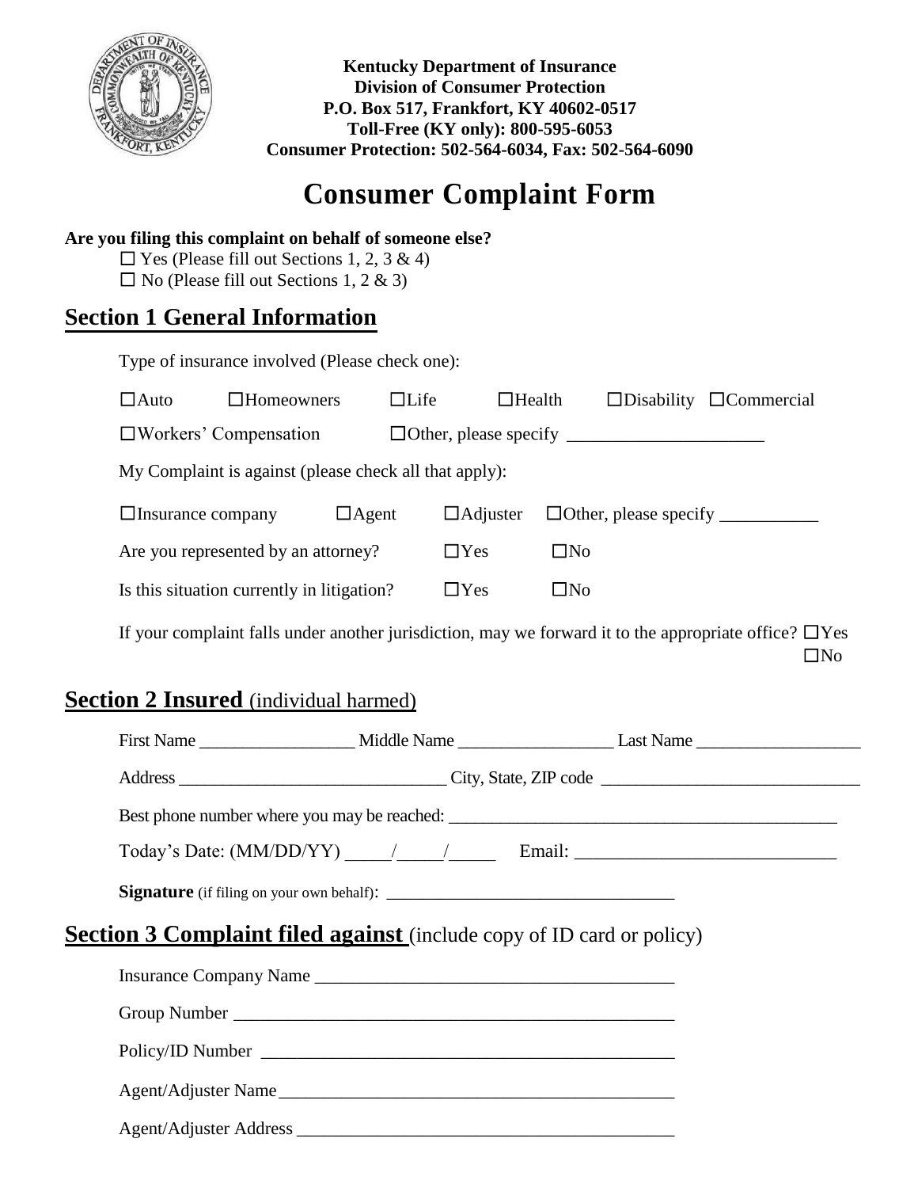**Kentucky Department of Insurance**
**Division of Consumer Protection**
**P.O. Box 517, Frankfort, KY 40602-0517**
**Toll-Free (KY only): 800-595-6053**
**Consumer Protection: 502-564-6034, Fax: 502-564-6090**

# Consumer Complaint Form

**Are you filing this complaint on behalf of someone else?**

☐ Yes (Please fill out Sections 1, 2, 3 & 4)
☐ No (Please fill out Sections 1, 2 & 3)

## Section 1 General Information

Type of insurance involved (Please check one):

☐Auto ☐Homeowners ☐Life ☐Health ☐Disability ☐Commercial

☐Workers' Compensation ☐Other, please specify ______________________

My Complaint is against (please check all that apply):

☐Insurance company ☐Agent ☐Adjuster ☐Other, please specify ___________

Are you represented by an attorney? ☐Yes ☐No

Is this situation currently in litigation? ☐Yes ☐No

If your complaint falls under another jurisdiction, may we forward it to the appropriate office? ☐Yes ☐No

## Section 2 Insured (individual harmed)

First Name __________________ Middle Name __________________ Last Name ___________________

Address ______________________________ City, State, ZIP code _____________________________

Best phone number where you may be reached: _____________________________________________

Today's Date: (MM/DD/YY) _____/_____/_____ Email: _____________________________

**Signature** (if filing on your own behalf): _________________________________

## Section 3 Complaint filed against (include copy of ID card or policy)

Insurance Company Name _________________________________________

Group Number ___________________________________________________

Policy/ID Number _______________________________________________

Agent/Adjuster Name _____________________________________________

Agent/Adjuster Address ___________________________________________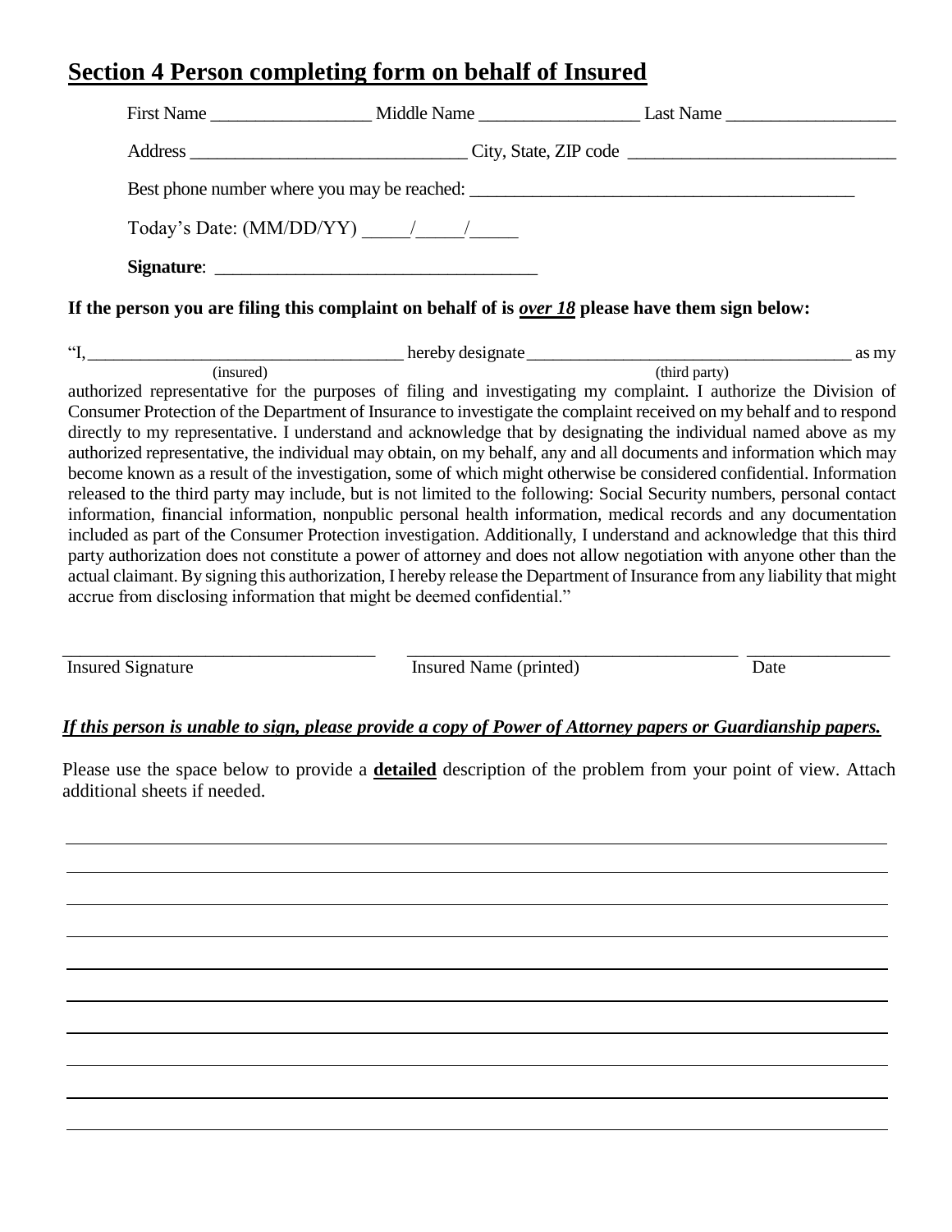## Section 4 Person completing form on behalf of Insured

First Name ________________ Middle Name ________________ Last Name __________________

Address ____________________________ City, State, ZIP code ____________________________

Best phone number where you may be reached: __________________________________________

Today's Date: (MM/DD/YY) _____/_____/_____

**Signature**: __________________________________

**If the person you are filing this complaint on behalf of is *over 18* please have them sign below:**

"I, ___________________________________ hereby designate ____________________________________ as my
(insured) (third party)

authorized representative for the purposes of filing and investigating my complaint. I authorize the Division of Consumer Protection of the Department of Insurance to investigate the complaint received on my behalf and to respond directly to my representative. I understand and acknowledge that by designating the individual named above as my authorized representative, the individual may obtain, on my behalf, any and all documents and information which may become known as a result of the investigation, some of which might otherwise be considered confidential. Information released to the third party may include, but is not limited to the following: Social Security numbers, personal contact information, financial information, nonpublic personal health information, medical records and any documentation included as part of the Consumer Protection investigation. Additionally, I understand and acknowledge that this third party authorization does not constitute a power of attorney and does not allow negotiation with anyone other than the actual claimant. By signing this authorization, I hereby release the Department of Insurance from any liability that might accrue from disclosing information that might be deemed confidential."

__________________________________ ____________________________________ _______________
Insured Signature Insured Name (printed) Date

***If this person is unable to sign, please provide a copy of Power of Attorney papers or Guardianship papers.***

Please use the space below to provide a **detailed** description of the problem from your point of view. Attach additional sheets if needed.

______________________________________________________________________________

______________________________________________________________________________

______________________________________________________________________________

______________________________________________________________________________

______________________________________________________________________________

______________________________________________________________________________

______________________________________________________________________________

______________________________________________________________________________

______________________________________________________________________________

______________________________________________________________________________